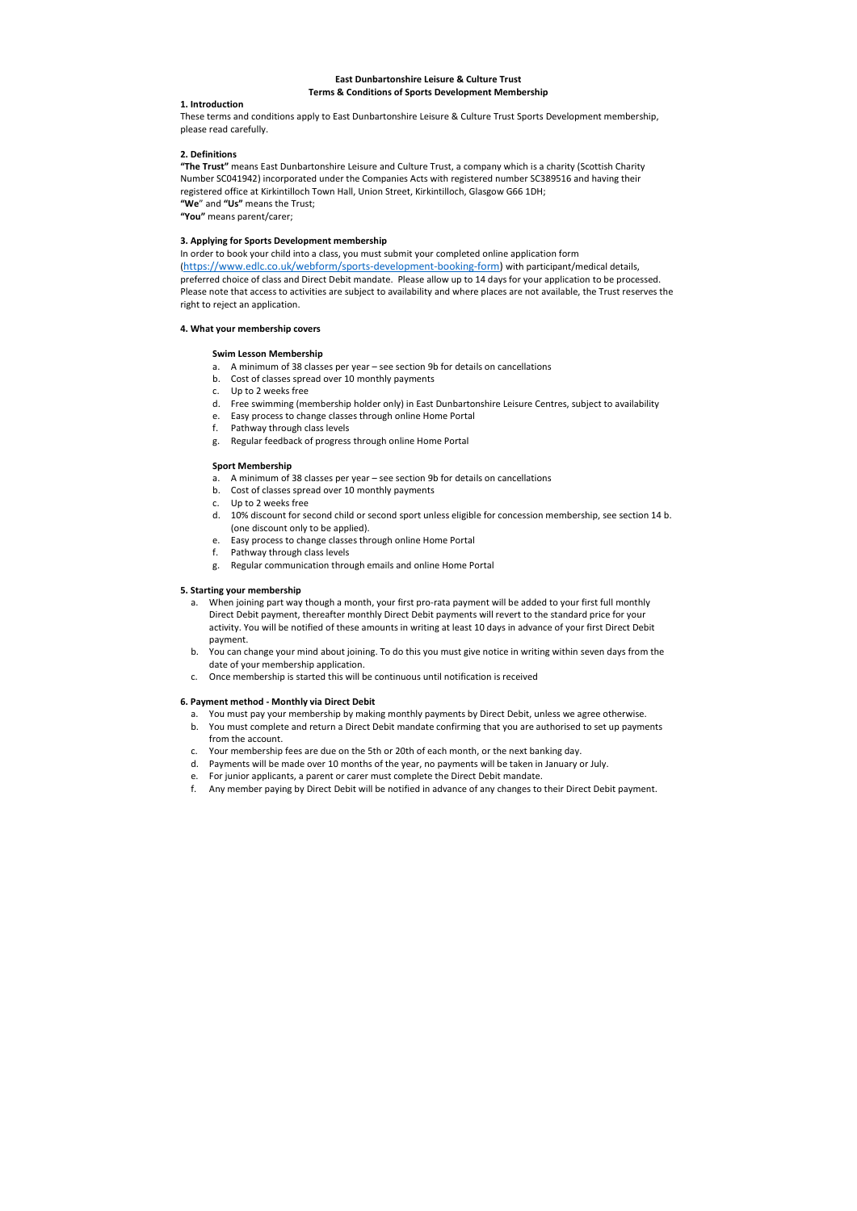**East Dunbartonshire Leisure & Culture Trust**
**Terms & Conditions of Sports Development Membership**

## 1. Introduction

These terms and conditions apply to East Dunbartonshire Leisure & Culture Trust Sports Development membership, please read carefully.

## 2. Definitions

**"The Trust"** means East Dunbartonshire Leisure and Culture Trust, a company which is a charity (Scottish Charity Number SC041942) incorporated under the Companies Acts with registered number SC389516 and having their registered office at Kirkintilloch Town Hall, Union Street, Kirkintilloch, Glasgow G66 1DH;
**"We"** and **"Us"** means the Trust;
**"You"** means parent/carer;

## 3. Applying for Sports Development membership

In order to book your child into a class, you must submit your completed online application form ([https://www.edlc.co.uk/webform/sports-development-booking-form](https://www.edlc.co.uk/webform/sports-development-booking-form)) with participant/medical details, preferred choice of class and Direct Debit mandate. Please allow up to 14 days for your application to be processed. Please note that access to activities are subject to availability and where places are not available, the Trust reserves the right to reject an application.

## 4. What your membership covers

**Swim Lesson Membership**

a. A minimum of 38 classes per year – see section 9b for details on cancellations
b. Cost of classes spread over 10 monthly payments
c. Up to 2 weeks free
d. Free swimming (membership holder only) in East Dunbartonshire Leisure Centres, subject to availability
e. Easy process to change classes through online Home Portal
f. Pathway through class levels
g. Regular feedback of progress through online Home Portal

**Sport Membership**

a. A minimum of 38 classes per year – see section 9b for details on cancellations
b. Cost of classes spread over 10 monthly payments
c. Up to 2 weeks free
d. 10% discount for second child or second sport unless eligible for concession membership, see section 14 b. (one discount only to be applied).
e. Easy process to change classes through online Home Portal
f. Pathway through class levels
g. Regular communication through emails and online Home Portal

## 5. Starting your membership

a. When joining part way though a month, your first pro-rata payment will be added to your first full monthly Direct Debit payment, thereafter monthly Direct Debit payments will revert to the standard price for your activity. You will be notified of these amounts in writing at least 10 days in advance of your first Direct Debit payment.
b. You can change your mind about joining. To do this you must give notice in writing within seven days from the date of your membership application.
c. Once membership is started this will be continuous until notification is received

## 6. Payment method - Monthly via Direct Debit

a. You must pay your membership by making monthly payments by Direct Debit, unless we agree otherwise.
b. You must complete and return a Direct Debit mandate confirming that you are authorised to set up payments from the account.
c. Your membership fees are due on the 5th or 20th of each month, or the next banking day.
d. Payments will be made over 10 months of the year, no payments will be taken in January or July.
e. For junior applicants, a parent or carer must complete the Direct Debit mandate.
f. Any member paying by Direct Debit will be notified in advance of any changes to their Direct Debit payment.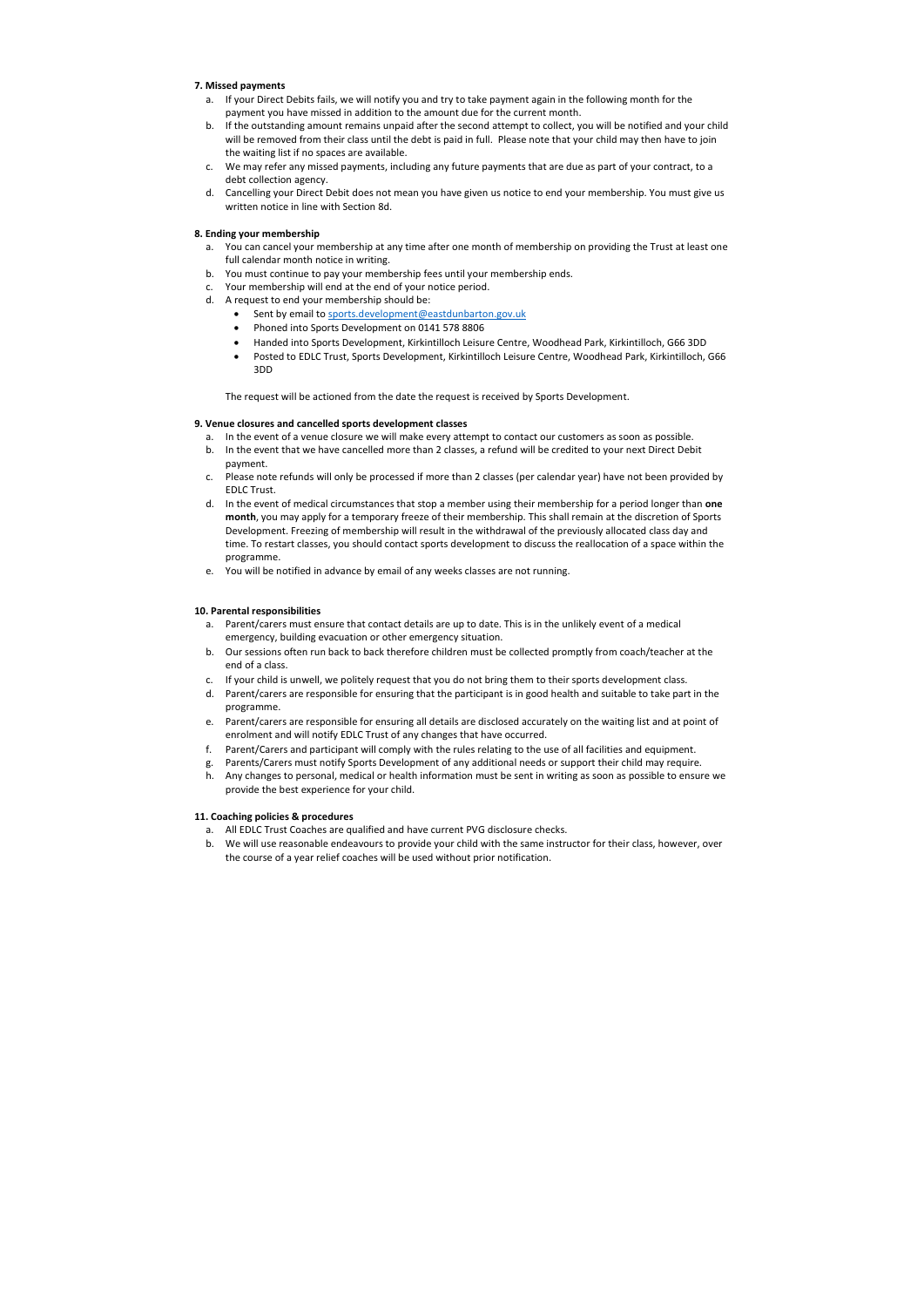**7. Missed payments**

a. If your Direct Debits fails, we will notify you and try to take payment again in the following month for the payment you have missed in addition to the amount due for the current month.
b. If the outstanding amount remains unpaid after the second attempt to collect, you will be notified and your child will be removed from their class until the debt is paid in full. Please note that your child may then have to join the waiting list if no spaces are available.
c. We may refer any missed payments, including any future payments that are due as part of your contract, to a debt collection agency.
d. Cancelling your Direct Debit does not mean you have given us notice to end your membership. You must give us written notice in line with Section 8d.

**8. Ending your membership**

a. You can cancel your membership at any time after one month of membership on providing the Trust at least one full calendar month notice in writing.
b. You must continue to pay your membership fees until your membership ends.
c. Your membership will end at the end of your notice period.
d. A request to end your membership should be:
   - Sent by email to sports.development@eastdunbarton.gov.uk
   - Phoned into Sports Development on 0141 578 8806
   - Handed into Sports Development, Kirkintilloch Leisure Centre, Woodhead Park, Kirkintilloch, G66 3DD
   - Posted to EDLC Trust, Sports Development, Kirkintilloch Leisure Centre, Woodhead Park, Kirkintilloch, G66 3DD

   The request will be actioned from the date the request is received by Sports Development.

**9. Venue closures and cancelled sports development classes**

a. In the event of a venue closure we will make every attempt to contact our customers as soon as possible.
b. In the event that we have cancelled more than 2 classes, a refund will be credited to your next Direct Debit payment.
c. Please note refunds will only be processed if more than 2 classes (per calendar year) have not been provided by EDLC Trust.
d. In the event of medical circumstances that stop a member using their membership for a period longer than **one month**, you may apply for a temporary freeze of their membership. This shall remain at the discretion of Sports Development. Freezing of membership will result in the withdrawal of the previously allocated class day and time. To restart classes, you should contact sports development to discuss the reallocation of a space within the programme.
e. You will be notified in advance by email of any weeks classes are not running.

**10. Parental responsibilities**

a. Parent/carers must ensure that contact details are up to date. This is in the unlikely event of a medical emergency, building evacuation or other emergency situation.
b. Our sessions often run back to back therefore children must be collected promptly from coach/teacher at the end of a class.
c. If your child is unwell, we politely request that you do not bring them to their sports development class.
d. Parent/carers are responsible for ensuring that the participant is in good health and suitable to take part in the programme.
e. Parent/carers are responsible for ensuring all details are disclosed accurately on the waiting list and at point of enrolment and will notify EDLC Trust of any changes that have occurred.
f. Parent/Carers and participant will comply with the rules relating to the use of all facilities and equipment.
g. Parents/Carers must notify Sports Development of any additional needs or support their child may require.
h. Any changes to personal, medical or health information must be sent in writing as soon as possible to ensure we provide the best experience for your child.

**11. Coaching policies & procedures**

a. All EDLC Trust Coaches are qualified and have current PVG disclosure checks.
b. We will use reasonable endeavours to provide your child with the same instructor for their class, however, over the course of a year relief coaches will be used without prior notification.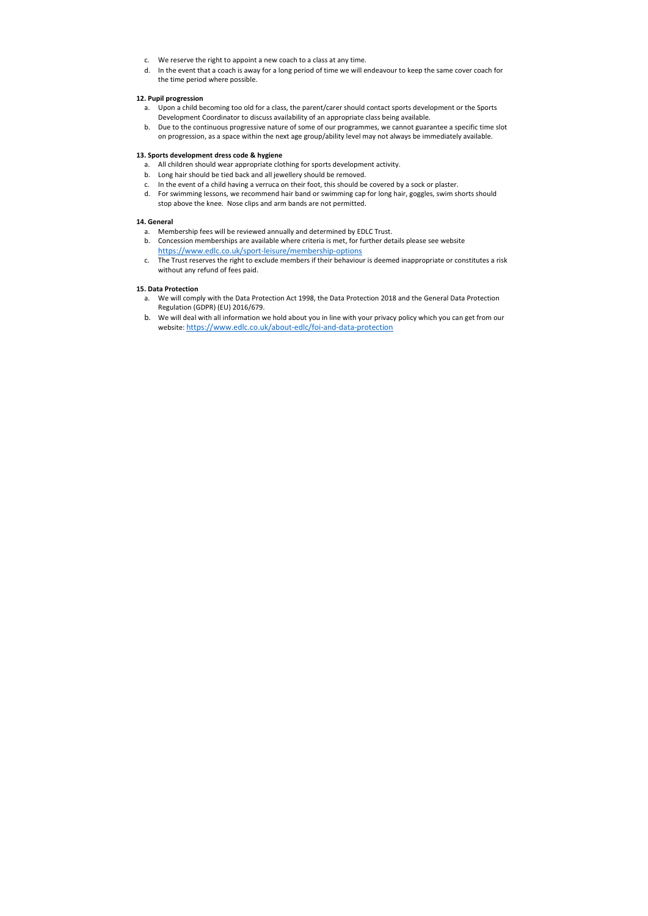c. We reserve the right to appoint a new coach to a class at any time.
d. In the event that a coach is away for a long period of time we will endeavour to keep the same cover coach for the time period where possible.

**12. Pupil progression**

a. Upon a child becoming too old for a class, the parent/carer should contact sports development or the Sports Development Coordinator to discuss availability of an appropriate class being available.
b. Due to the continuous progressive nature of some of our programmes, we cannot guarantee a specific time slot on progression, as a space within the next age group/ability level may not always be immediately available.

**13. Sports development dress code & hygiene**

a. All children should wear appropriate clothing for sports development activity.
b. Long hair should be tied back and all jewellery should be removed.
c. In the event of a child having a verruca on their foot, this should be covered by a sock or plaster.
d. For swimming lessons, we recommend hair band or swimming cap for long hair, goggles, swim shorts should stop above the knee. Nose clips and arm bands are not permitted.

**14. General**

a. Membership fees will be reviewed annually and determined by EDLC Trust.
b. Concession memberships are available where criteria is met, for further details please see website https://www.edlc.co.uk/sport-leisure/membership-options
c. The Trust reserves the right to exclude members if their behaviour is deemed inappropriate or constitutes a risk without any refund of fees paid.

**15. Data Protection**

a. We will comply with the Data Protection Act 1998, the Data Protection 2018 and the General Data Protection Regulation (GDPR) (EU) 2016/679.
b. We will deal with all information we hold about you in line with your privacy policy which you can get from our website: https://www.edlc.co.uk/about-edlc/foi-and-data-protection